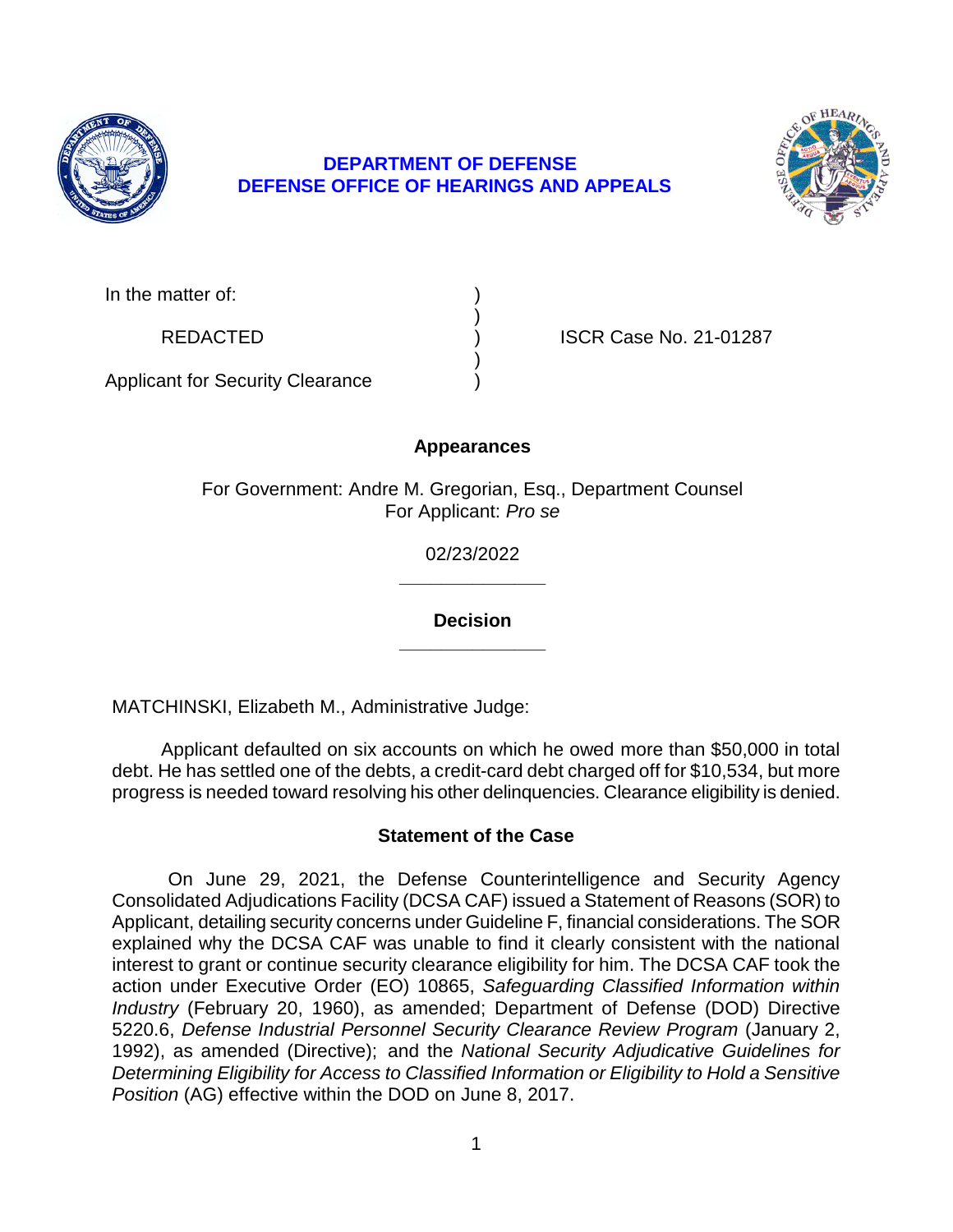# DEPARTMENT OF DEFENSE
# DEFENSE OFFICE OF HEARINGS AND APPEALS

In the matter of: )
)
REDACTED ) ISCR Case No. 21-01287
)
Applicant for Security Clearance )

## Appearances

For Government: Andre M. Gregorian, Esq., Department Counsel
For Applicant: *Pro se*

02/23/2022

______________

## Decision

______________

MATCHINSKI, Elizabeth M., Administrative Judge:

Applicant defaulted on six accounts on which he owed more than $50,000 in total debt. He has settled one of the debts, a credit-card debt charged off for $10,534, but more progress is needed toward resolving his other delinquencies. Clearance eligibility is denied.

## Statement of the Case

On June 29, 2021, the Defense Counterintelligence and Security Agency Consolidated Adjudications Facility (DCSA CAF) issued a Statement of Reasons (SOR) to Applicant, detailing security concerns under Guideline F, financial considerations. The SOR explained why the DCSA CAF was unable to find it clearly consistent with the national interest to grant or continue security clearance eligibility for him. The DCSA CAF took the action under Executive Order (EO) 10865, *Safeguarding Classified Information within Industry* (February 20, 1960), as amended; Department of Defense (DOD) Directive 5220.6, *Defense Industrial Personnel Security Clearance Review Program* (January 2, 1992), as amended (Directive); and the *National Security Adjudicative Guidelines for Determining Eligibility for Access to Classified Information or Eligibility to Hold a Sensitive Position* (AG) effective within the DOD on June 8, 2017.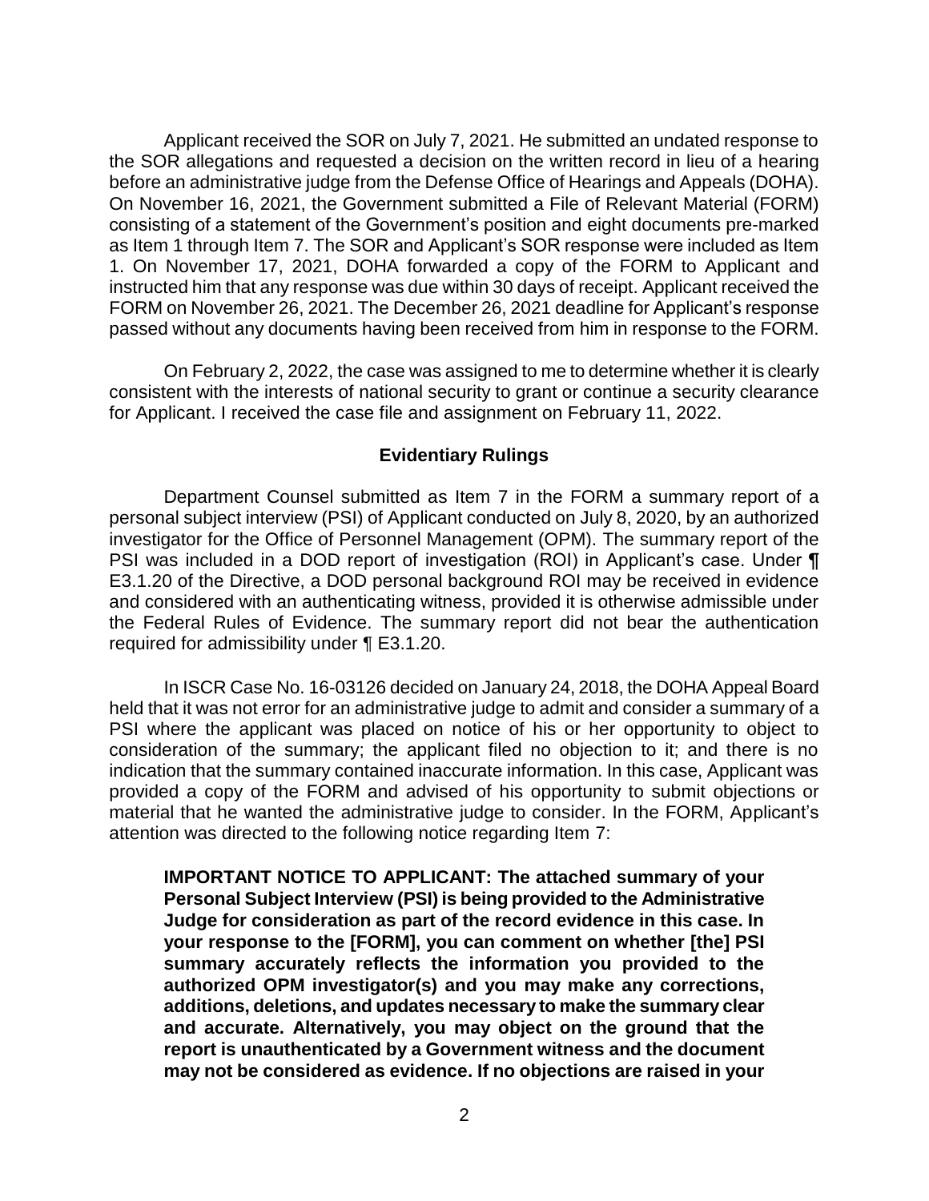Applicant received the SOR on July 7, 2021. He submitted an undated response to the SOR allegations and requested a decision on the written record in lieu of a hearing before an administrative judge from the Defense Office of Hearings and Appeals (DOHA). On November 16, 2021, the Government submitted a File of Relevant Material (FORM) consisting of a statement of the Government's position and eight documents pre-marked as Item 1 through Item 7. The SOR and Applicant's SOR response were included as Item 1. On November 17, 2021, DOHA forwarded a copy of the FORM to Applicant and instructed him that any response was due within 30 days of receipt. Applicant received the FORM on November 26, 2021. The December 26, 2021 deadline for Applicant's response passed without any documents having been received from him in response to the FORM.

On February 2, 2022, the case was assigned to me to determine whether it is clearly consistent with the interests of national security to grant or continue a security clearance for Applicant. I received the case file and assignment on February 11, 2022.

## Evidentiary Rulings

Department Counsel submitted as Item 7 in the FORM a summary report of a personal subject interview (PSI) of Applicant conducted on July 8, 2020, by an authorized investigator for the Office of Personnel Management (OPM). The summary report of the PSI was included in a DOD report of investigation (ROI) in Applicant's case. Under ¶ E3.1.20 of the Directive, a DOD personal background ROI may be received in evidence and considered with an authenticating witness, provided it is otherwise admissible under the Federal Rules of Evidence. The summary report did not bear the authentication required for admissibility under ¶ E3.1.20.

In ISCR Case No. 16-03126 decided on January 24, 2018, the DOHA Appeal Board held that it was not error for an administrative judge to admit and consider a summary of a PSI where the applicant was placed on notice of his or her opportunity to object to consideration of the summary; the applicant filed no objection to it; and there is no indication that the summary contained inaccurate information. In this case, Applicant was provided a copy of the FORM and advised of his opportunity to submit objections or material that he wanted the administrative judge to consider. In the FORM, Applicant's attention was directed to the following notice regarding Item 7:

> **IMPORTANT NOTICE TO APPLICANT: The attached summary of your Personal Subject Interview (PSI) is being provided to the Administrative Judge for consideration as part of the record evidence in this case. In your response to the [FORM], you can comment on whether [the] PSI summary accurately reflects the information you provided to the authorized OPM investigator(s) and you may make any corrections, additions, deletions, and updates necessary to make the summary clear and accurate. Alternatively, you may object on the ground that the report is unauthenticated by a Government witness and the document may not be considered as evidence. If no objections are raised in your**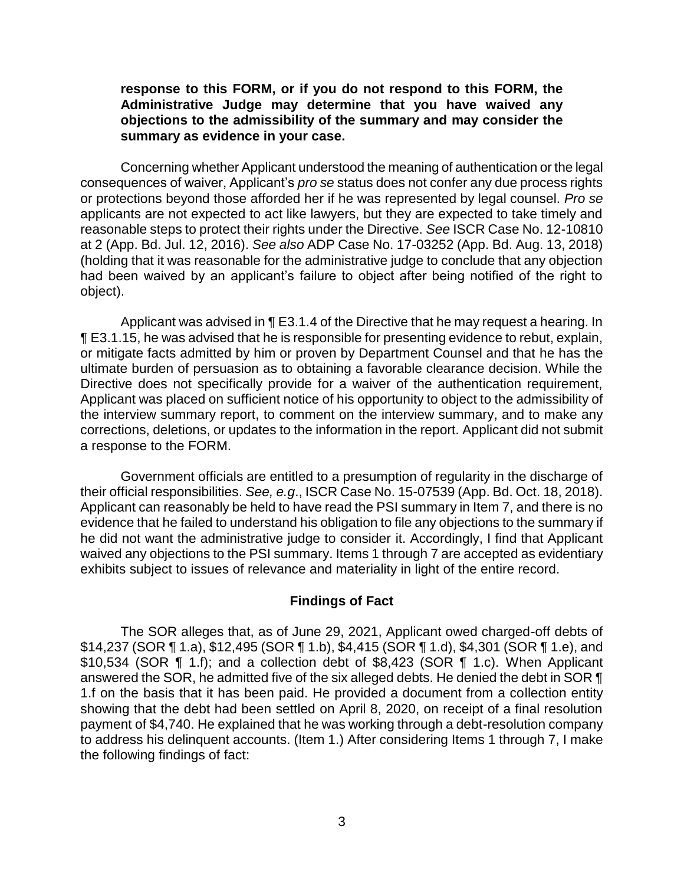**response to this FORM, or if you do not respond to this FORM, the Administrative Judge may determine that you have waived any objections to the admissibility of the summary and may consider the summary as evidence in your case.**

Concerning whether Applicant understood the meaning of authentication or the legal consequences of waiver, Applicant's *pro se* status does not confer any due process rights or protections beyond those afforded her if he was represented by legal counsel. *Pro se* applicants are not expected to act like lawyers, but they are expected to take timely and reasonable steps to protect their rights under the Directive. *See* ISCR Case No. 12-10810 at 2 (App. Bd. Jul. 12, 2016). *See also* ADP Case No. 17-03252 (App. Bd. Aug. 13, 2018) (holding that it was reasonable for the administrative judge to conclude that any objection had been waived by an applicant's failure to object after being notified of the right to object).

Applicant was advised in ¶ E3.1.4 of the Directive that he may request a hearing. In ¶ E3.1.15, he was advised that he is responsible for presenting evidence to rebut, explain, or mitigate facts admitted by him or proven by Department Counsel and that he has the ultimate burden of persuasion as to obtaining a favorable clearance decision. While the Directive does not specifically provide for a waiver of the authentication requirement, Applicant was placed on sufficient notice of his opportunity to object to the admissibility of the interview summary report, to comment on the interview summary, and to make any corrections, deletions, or updates to the information in the report. Applicant did not submit a response to the FORM.

Government officials are entitled to a presumption of regularity in the discharge of their official responsibilities. *See, e.g*., ISCR Case No. 15-07539 (App. Bd. Oct. 18, 2018). Applicant can reasonably be held to have read the PSI summary in Item 7, and there is no evidence that he failed to understand his obligation to file any objections to the summary if he did not want the administrative judge to consider it. Accordingly, I find that Applicant waived any objections to the PSI summary. Items 1 through 7 are accepted as evidentiary exhibits subject to issues of relevance and materiality in light of the entire record.

## Findings of Fact

The SOR alleges that, as of June 29, 2021, Applicant owed charged-off debts of $14,237 (SOR ¶ 1.a), $12,495 (SOR ¶ 1.b), $4,415 (SOR ¶ 1.d), $4,301 (SOR ¶ 1.e), and $10,534 (SOR ¶ 1.f); and a collection debt of $8,423 (SOR ¶ 1.c). When Applicant answered the SOR, he admitted five of the six alleged debts. He denied the debt in SOR ¶ 1.f on the basis that it has been paid. He provided a document from a collection entity showing that the debt had been settled on April 8, 2020, on receipt of a final resolution payment of $4,740. He explained that he was working through a debt-resolution company to address his delinquent accounts. (Item 1.) After considering Items 1 through 7, I make the following findings of fact: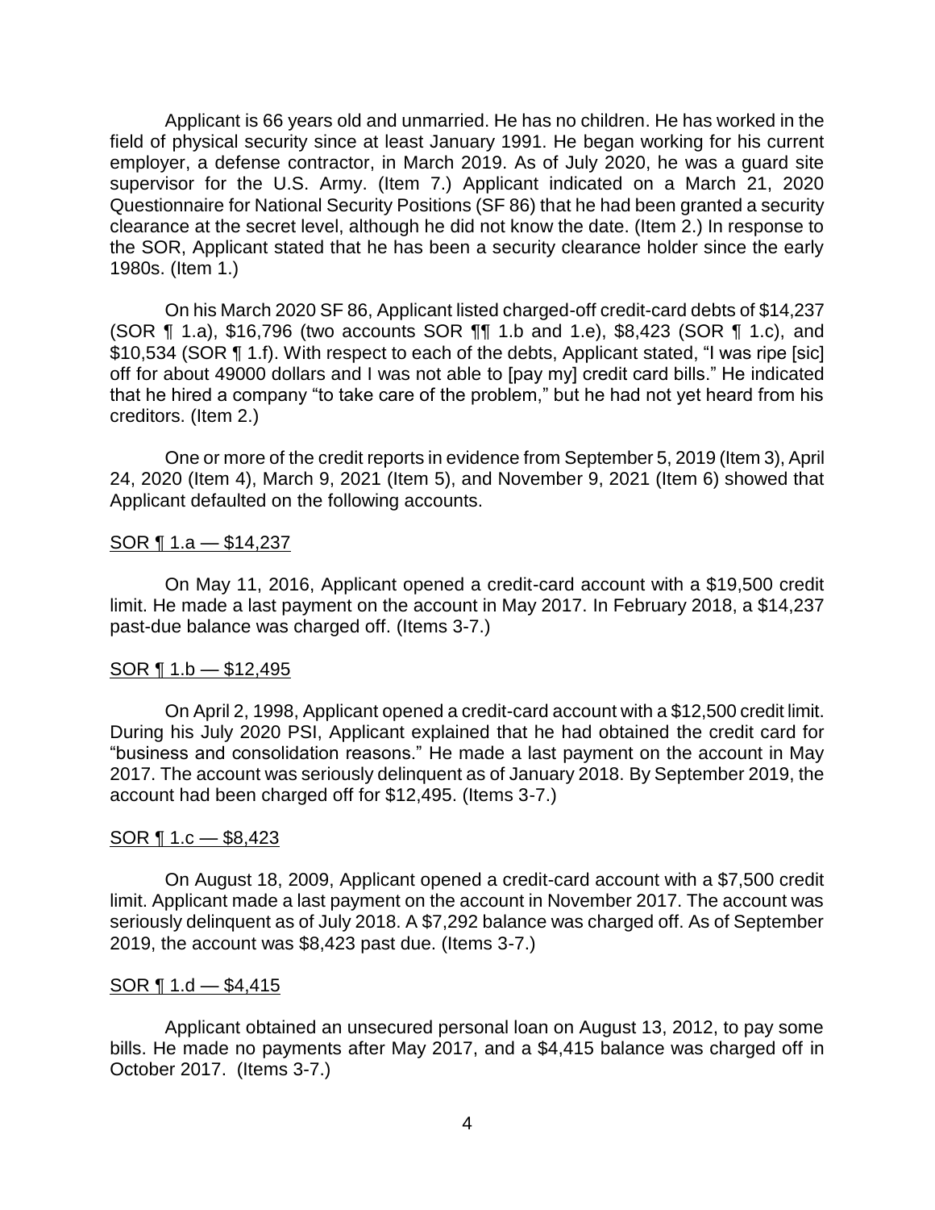Applicant is 66 years old and unmarried. He has no children. He has worked in the field of physical security since at least January 1991. He began working for his current employer, a defense contractor, in March 2019. As of July 2020, he was a guard site supervisor for the U.S. Army. (Item 7.) Applicant indicated on a March 21, 2020 Questionnaire for National Security Positions (SF 86) that he had been granted a security clearance at the secret level, although he did not know the date. (Item 2.) In response to the SOR, Applicant stated that he has been a security clearance holder since the early 1980s. (Item 1.)

On his March 2020 SF 86, Applicant listed charged-off credit-card debts of $14,237 (SOR ¶ 1.a), $16,796 (two accounts SOR ¶¶ 1.b and 1.e), $8,423 (SOR ¶ 1.c), and $10,534 (SOR ¶ 1.f). With respect to each of the debts, Applicant stated, "I was ripe [sic] off for about 49000 dollars and I was not able to [pay my] credit card bills." He indicated that he hired a company "to take care of the problem," but he had not yet heard from his creditors. (Item 2.)

One or more of the credit reports in evidence from September 5, 2019 (Item 3), April 24, 2020 (Item 4), March 9, 2021 (Item 5), and November 9, 2021 (Item 6) showed that Applicant defaulted on the following accounts.

<u>SOR ¶ 1.a — $14,237</u>

On May 11, 2016, Applicant opened a credit-card account with a $19,500 credit limit. He made a last payment on the account in May 2017. In February 2018, a $14,237 past-due balance was charged off. (Items 3-7.)

<u>SOR ¶ 1.b — $12,495</u>

On April 2, 1998, Applicant opened a credit-card account with a $12,500 credit limit. During his July 2020 PSI, Applicant explained that he had obtained the credit card for "business and consolidation reasons." He made a last payment on the account in May 2017. The account was seriously delinquent as of January 2018. By September 2019, the account had been charged off for $12,495. (Items 3-7.)

<u>SOR ¶ 1.c — $8,423</u>

On August 18, 2009, Applicant opened a credit-card account with a $7,500 credit limit. Applicant made a last payment on the account in November 2017. The account was seriously delinquent as of July 2018. A $7,292 balance was charged off. As of September 2019, the account was $8,423 past due. (Items 3-7.)

<u>SOR ¶ 1.d — $4,415</u>

Applicant obtained an unsecured personal loan on August 13, 2012, to pay some bills. He made no payments after May 2017, and a $4,415 balance was charged off in October 2017. (Items 3-7.)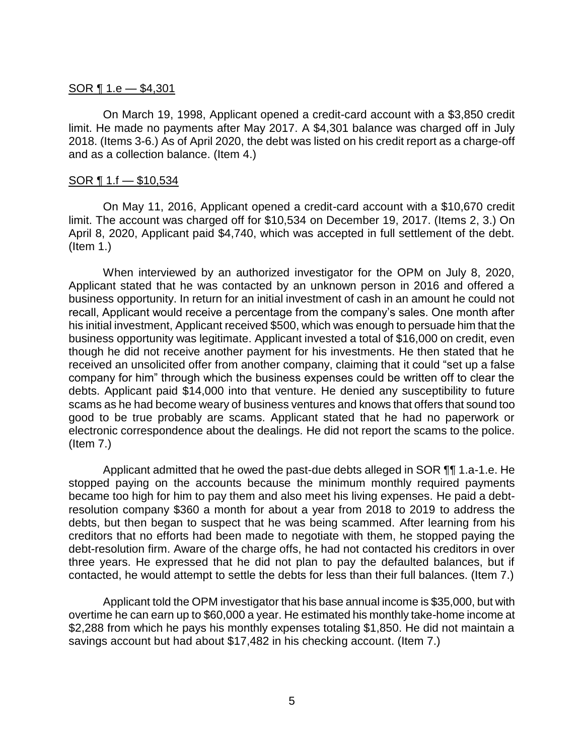SOR ¶ 1.e — $4,301

On March 19, 1998, Applicant opened a credit-card account with a $3,850 credit limit. He made no payments after May 2017. A $4,301 balance was charged off in July 2018. (Items 3-6.) As of April 2020, the debt was listed on his credit report as a charge-off and as a collection balance. (Item 4.)

SOR ¶ 1.f — $10,534

On May 11, 2016, Applicant opened a credit-card account with a $10,670 credit limit. The account was charged off for $10,534 on December 19, 2017. (Items 2, 3.) On April 8, 2020, Applicant paid $4,740, which was accepted in full settlement of the debt. (Item 1.)

When interviewed by an authorized investigator for the OPM on July 8, 2020, Applicant stated that he was contacted by an unknown person in 2016 and offered a business opportunity. In return for an initial investment of cash in an amount he could not recall, Applicant would receive a percentage from the company's sales. One month after his initial investment, Applicant received $500, which was enough to persuade him that the business opportunity was legitimate. Applicant invested a total of $16,000 on credit, even though he did not receive another payment for his investments. He then stated that he received an unsolicited offer from another company, claiming that it could "set up a false company for him" through which the business expenses could be written off to clear the debts. Applicant paid $14,000 into that venture. He denied any susceptibility to future scams as he had become weary of business ventures and knows that offers that sound too good to be true probably are scams. Applicant stated that he had no paperwork or electronic correspondence about the dealings. He did not report the scams to the police. (Item 7.)

Applicant admitted that he owed the past-due debts alleged in SOR ¶¶ 1.a-1.e. He stopped paying on the accounts because the minimum monthly required payments became too high for him to pay them and also meet his living expenses. He paid a debt-resolution company $360 a month for about a year from 2018 to 2019 to address the debts, but then began to suspect that he was being scammed. After learning from his creditors that no efforts had been made to negotiate with them, he stopped paying the debt-resolution firm. Aware of the charge offs, he had not contacted his creditors in over three years. He expressed that he did not plan to pay the defaulted balances, but if contacted, he would attempt to settle the debts for less than their full balances. (Item 7.)

Applicant told the OPM investigator that his base annual income is $35,000, but with overtime he can earn up to $60,000 a year. He estimated his monthly take-home income at $2,288 from which he pays his monthly expenses totaling $1,850. He did not maintain a savings account but had about $17,482 in his checking account. (Item 7.)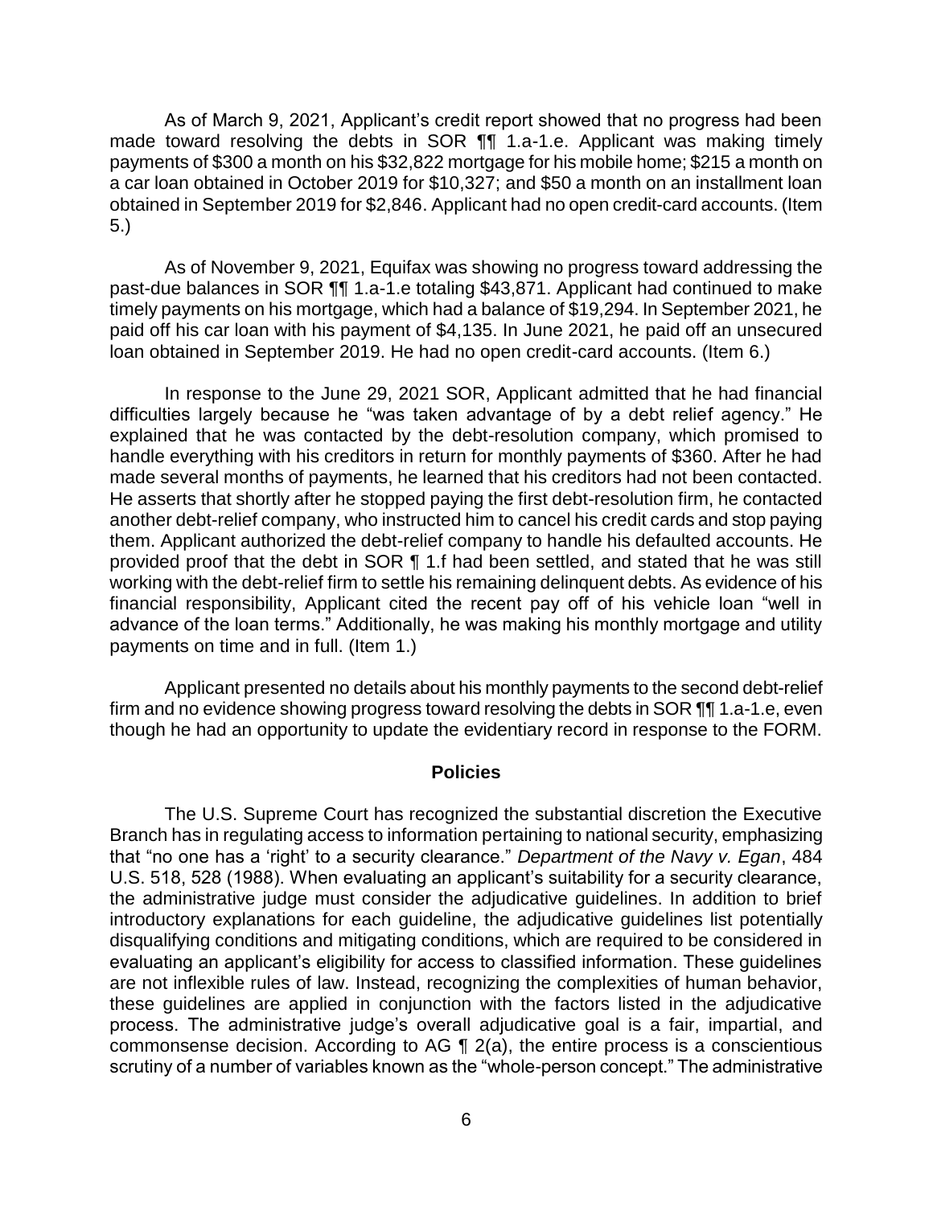As of March 9, 2021, Applicant's credit report showed that no progress had been made toward resolving the debts in SOR ¶¶ 1.a-1.e. Applicant was making timely payments of $300 a month on his $32,822 mortgage for his mobile home; $215 a month on a car loan obtained in October 2019 for $10,327; and $50 a month on an installment loan obtained in September 2019 for $2,846. Applicant had no open credit-card accounts. (Item 5.)

As of November 9, 2021, Equifax was showing no progress toward addressing the past-due balances in SOR ¶¶ 1.a-1.e totaling $43,871. Applicant had continued to make timely payments on his mortgage, which had a balance of $19,294. In September 2021, he paid off his car loan with his payment of $4,135. In June 2021, he paid off an unsecured loan obtained in September 2019. He had no open credit-card accounts. (Item 6.)

In response to the June 29, 2021 SOR, Applicant admitted that he had financial difficulties largely because he "was taken advantage of by a debt relief agency." He explained that he was contacted by the debt-resolution company, which promised to handle everything with his creditors in return for monthly payments of $360. After he had made several months of payments, he learned that his creditors had not been contacted. He asserts that shortly after he stopped paying the first debt-resolution firm, he contacted another debt-relief company, who instructed him to cancel his credit cards and stop paying them. Applicant authorized the debt-relief company to handle his defaulted accounts. He provided proof that the debt in SOR ¶ 1.f had been settled, and stated that he was still working with the debt-relief firm to settle his remaining delinquent debts. As evidence of his financial responsibility, Applicant cited the recent pay off of his vehicle loan "well in advance of the loan terms." Additionally, he was making his monthly mortgage and utility payments on time and in full. (Item 1.)

Applicant presented no details about his monthly payments to the second debt-relief firm and no evidence showing progress toward resolving the debts in SOR ¶¶ 1.a-1.e, even though he had an opportunity to update the evidentiary record in response to the FORM.

## Policies

The U.S. Supreme Court has recognized the substantial discretion the Executive Branch has in regulating access to information pertaining to national security, emphasizing that "no one has a 'right' to a security clearance." *Department of the Navy v. Egan*, 484 U.S. 518, 528 (1988). When evaluating an applicant's suitability for a security clearance, the administrative judge must consider the adjudicative guidelines. In addition to brief introductory explanations for each guideline, the adjudicative guidelines list potentially disqualifying conditions and mitigating conditions, which are required to be considered in evaluating an applicant's eligibility for access to classified information. These guidelines are not inflexible rules of law. Instead, recognizing the complexities of human behavior, these guidelines are applied in conjunction with the factors listed in the adjudicative process. The administrative judge's overall adjudicative goal is a fair, impartial, and commonsense decision. According to AG ¶ 2(a), the entire process is a conscientious scrutiny of a number of variables known as the "whole-person concept." The administrative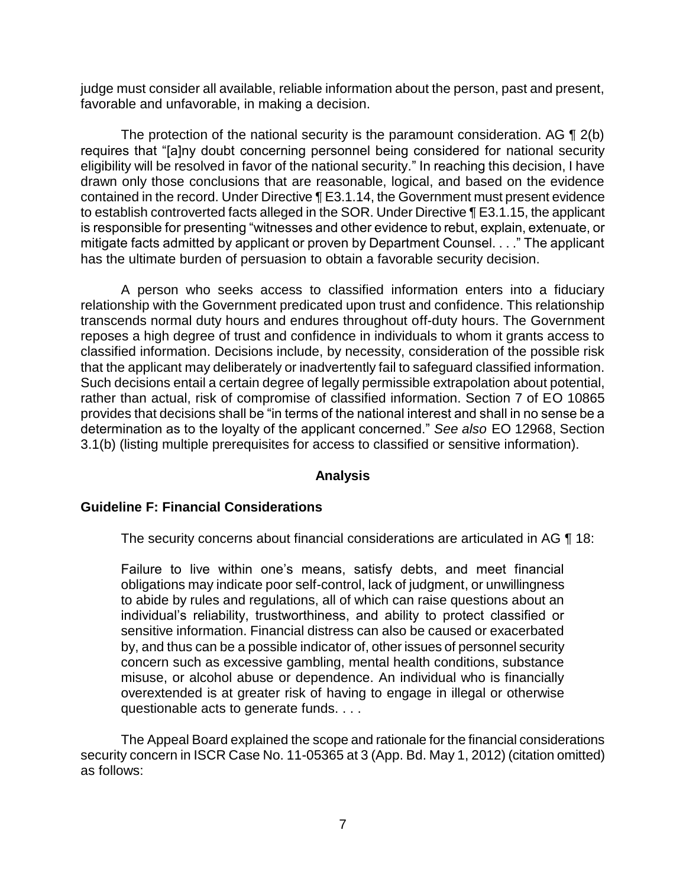judge must consider all available, reliable information about the person, past and present, favorable and unfavorable, in making a decision.

The protection of the national security is the paramount consideration. AG ¶ 2(b) requires that "[a]ny doubt concerning personnel being considered for national security eligibility will be resolved in favor of the national security." In reaching this decision, I have drawn only those conclusions that are reasonable, logical, and based on the evidence contained in the record. Under Directive ¶ E3.1.14, the Government must present evidence to establish controverted facts alleged in the SOR. Under Directive ¶ E3.1.15, the applicant is responsible for presenting "witnesses and other evidence to rebut, explain, extenuate, or mitigate facts admitted by applicant or proven by Department Counsel. . . ." The applicant has the ultimate burden of persuasion to obtain a favorable security decision.

A person who seeks access to classified information enters into a fiduciary relationship with the Government predicated upon trust and confidence. This relationship transcends normal duty hours and endures throughout off-duty hours. The Government reposes a high degree of trust and confidence in individuals to whom it grants access to classified information. Decisions include, by necessity, consideration of the possible risk that the applicant may deliberately or inadvertently fail to safeguard classified information. Such decisions entail a certain degree of legally permissible extrapolation about potential, rather than actual, risk of compromise of classified information. Section 7 of EO 10865 provides that decisions shall be "in terms of the national interest and shall in no sense be a determination as to the loyalty of the applicant concerned." *See also* EO 12968, Section 3.1(b) (listing multiple prerequisites for access to classified or sensitive information).

## Analysis

### Guideline F: Financial Considerations

The security concerns about financial considerations are articulated in AG ¶ 18:

> Failure to live within one's means, satisfy debts, and meet financial obligations may indicate poor self-control, lack of judgment, or unwillingness to abide by rules and regulations, all of which can raise questions about an individual's reliability, trustworthiness, and ability to protect classified or sensitive information. Financial distress can also be caused or exacerbated by, and thus can be a possible indicator of, other issues of personnel security concern such as excessive gambling, mental health conditions, substance misuse, or alcohol abuse or dependence. An individual who is financially overextended is at greater risk of having to engage in illegal or otherwise questionable acts to generate funds. . . .

The Appeal Board explained the scope and rationale for the financial considerations security concern in ISCR Case No. 11-05365 at 3 (App. Bd. May 1, 2012) (citation omitted) as follows: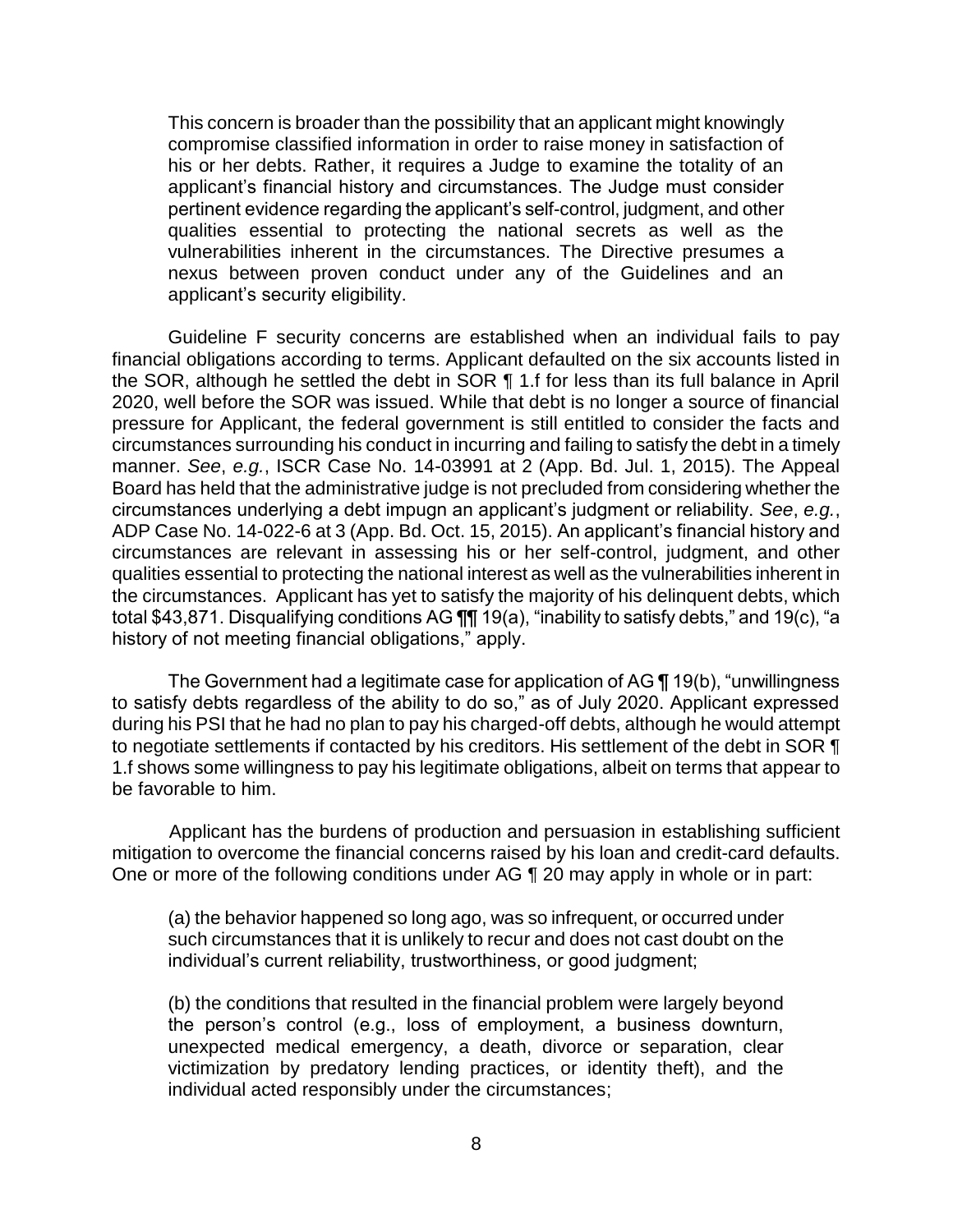> This concern is broader than the possibility that an applicant might knowingly compromise classified information in order to raise money in satisfaction of his or her debts. Rather, it requires a Judge to examine the totality of an applicant's financial history and circumstances. The Judge must consider pertinent evidence regarding the applicant's self-control, judgment, and other qualities essential to protecting the national secrets as well as the vulnerabilities inherent in the circumstances. The Directive presumes a nexus between proven conduct under any of the Guidelines and an applicant's security eligibility.

Guideline F security concerns are established when an individual fails to pay financial obligations according to terms. Applicant defaulted on the six accounts listed in the SOR, although he settled the debt in SOR ¶ 1.f for less than its full balance in April 2020, well before the SOR was issued. While that debt is no longer a source of financial pressure for Applicant, the federal government is still entitled to consider the facts and circumstances surrounding his conduct in incurring and failing to satisfy the debt in a timely manner. *See*, *e.g.*, ISCR Case No. 14-03991 at 2 (App. Bd. Jul. 1, 2015). The Appeal Board has held that the administrative judge is not precluded from considering whether the circumstances underlying a debt impugn an applicant's judgment or reliability. *See*, *e.g.*, ADP Case No. 14-022-6 at 3 (App. Bd. Oct. 15, 2015). An applicant's financial history and circumstances are relevant in assessing his or her self-control, judgment, and other qualities essential to protecting the national interest as well as the vulnerabilities inherent in the circumstances. Applicant has yet to satisfy the majority of his delinquent debts, which total $43,871. Disqualifying conditions AG ¶¶ 19(a), "inability to satisfy debts," and 19(c), "a history of not meeting financial obligations," apply.

The Government had a legitimate case for application of AG ¶ 19(b), "unwillingness to satisfy debts regardless of the ability to do so," as of July 2020. Applicant expressed during his PSI that he had no plan to pay his charged-off debts, although he would attempt to negotiate settlements if contacted by his creditors. His settlement of the debt in SOR ¶ 1.f shows some willingness to pay his legitimate obligations, albeit on terms that appear to be favorable to him.

Applicant has the burdens of production and persuasion in establishing sufficient mitigation to overcome the financial concerns raised by his loan and credit-card defaults. One or more of the following conditions under AG ¶ 20 may apply in whole or in part:

> (a) the behavior happened so long ago, was so infrequent, or occurred under such circumstances that it is unlikely to recur and does not cast doubt on the individual's current reliability, trustworthiness, or good judgment;
>
> (b) the conditions that resulted in the financial problem were largely beyond the person's control (e.g., loss of employment, a business downturn, unexpected medical emergency, a death, divorce or separation, clear victimization by predatory lending practices, or identity theft), and the individual acted responsibly under the circumstances;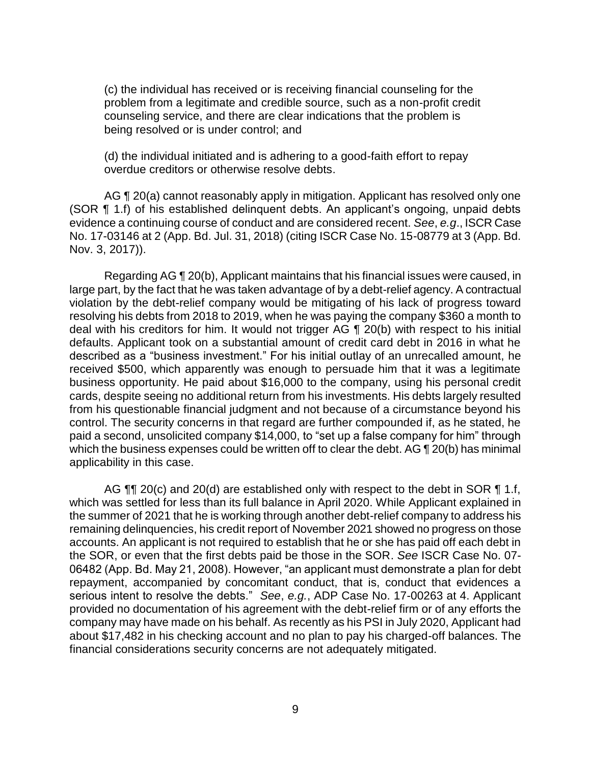(c) the individual has received or is receiving financial counseling for the problem from a legitimate and credible source, such as a non-profit credit counseling service, and there are clear indications that the problem is being resolved or is under control; and

(d) the individual initiated and is adhering to a good-faith effort to repay overdue creditors or otherwise resolve debts.

AG ¶ 20(a) cannot reasonably apply in mitigation. Applicant has resolved only one (SOR ¶ 1.f) of his established delinquent debts. An applicant's ongoing, unpaid debts evidence a continuing course of conduct and are considered recent. *See*, *e.g*., ISCR Case No. 17-03146 at 2 (App. Bd. Jul. 31, 2018) (citing ISCR Case No. 15-08779 at 3 (App. Bd. Nov. 3, 2017)).

Regarding AG ¶ 20(b), Applicant maintains that his financial issues were caused, in large part, by the fact that he was taken advantage of by a debt-relief agency. A contractual violation by the debt-relief company would be mitigating of his lack of progress toward resolving his debts from 2018 to 2019, when he was paying the company $360 a month to deal with his creditors for him. It would not trigger AG ¶ 20(b) with respect to his initial defaults. Applicant took on a substantial amount of credit card debt in 2016 in what he described as a "business investment." For his initial outlay of an unrecalled amount, he received $500, which apparently was enough to persuade him that it was a legitimate business opportunity. He paid about $16,000 to the company, using his personal credit cards, despite seeing no additional return from his investments. His debts largely resulted from his questionable financial judgment and not because of a circumstance beyond his control. The security concerns in that regard are further compounded if, as he stated, he paid a second, unsolicited company $14,000, to "set up a false company for him" through which the business expenses could be written off to clear the debt. AG ¶ 20(b) has minimal applicability in this case.

AG ¶¶ 20(c) and 20(d) are established only with respect to the debt in SOR ¶ 1.f, which was settled for less than its full balance in April 2020. While Applicant explained in the summer of 2021 that he is working through another debt-relief company to address his remaining delinquencies, his credit report of November 2021 showed no progress on those accounts. An applicant is not required to establish that he or she has paid off each debt in the SOR, or even that the first debts paid be those in the SOR. *See* ISCR Case No. 07-06482 (App. Bd. May 21, 2008). However, "an applicant must demonstrate a plan for debt repayment, accompanied by concomitant conduct, that is, conduct that evidences a serious intent to resolve the debts." *See*, *e.g.*, ADP Case No. 17-00263 at 4. Applicant provided no documentation of his agreement with the debt-relief firm or of any efforts the company may have made on his behalf. As recently as his PSI in July 2020, Applicant had about $17,482 in his checking account and no plan to pay his charged-off balances. The financial considerations security concerns are not adequately mitigated.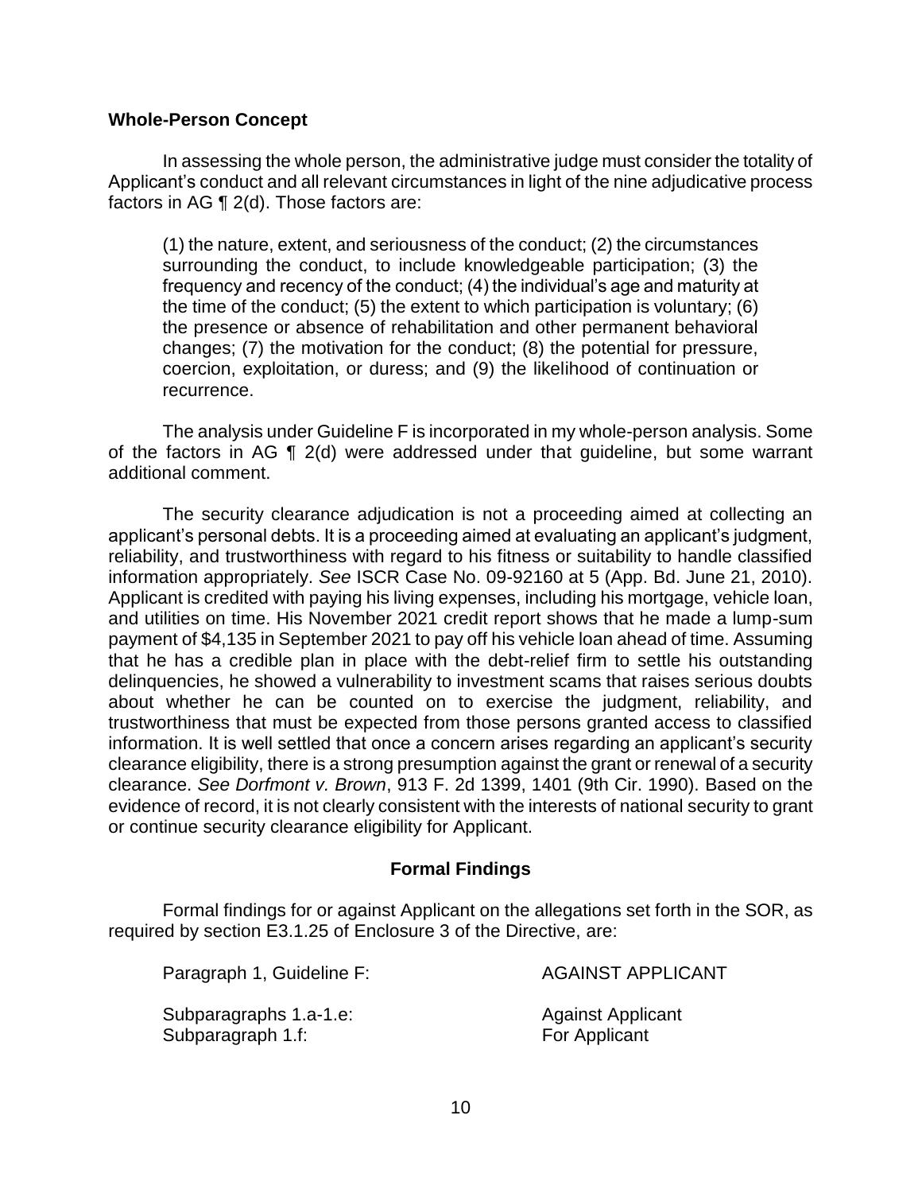**Whole-Person Concept**

In assessing the whole person, the administrative judge must consider the totality of Applicant's conduct and all relevant circumstances in light of the nine adjudicative process factors in AG ¶ 2(d). Those factors are:

> (1) the nature, extent, and seriousness of the conduct; (2) the circumstances surrounding the conduct, to include knowledgeable participation; (3) the frequency and recency of the conduct; (4) the individual's age and maturity at the time of the conduct; (5) the extent to which participation is voluntary; (6) the presence or absence of rehabilitation and other permanent behavioral changes; (7) the motivation for the conduct; (8) the potential for pressure, coercion, exploitation, or duress; and (9) the likelihood of continuation or recurrence.

The analysis under Guideline F is incorporated in my whole-person analysis. Some of the factors in AG ¶ 2(d) were addressed under that guideline, but some warrant additional comment.

The security clearance adjudication is not a proceeding aimed at collecting an applicant's personal debts. It is a proceeding aimed at evaluating an applicant's judgment, reliability, and trustworthiness with regard to his fitness or suitability to handle classified information appropriately. *See* ISCR Case No. 09-92160 at 5 (App. Bd. June 21, 2010). Applicant is credited with paying his living expenses, including his mortgage, vehicle loan, and utilities on time. His November 2021 credit report shows that he made a lump-sum payment of $4,135 in September 2021 to pay off his vehicle loan ahead of time. Assuming that he has a credible plan in place with the debt-relief firm to settle his outstanding delinquencies, he showed a vulnerability to investment scams that raises serious doubts about whether he can be counted on to exercise the judgment, reliability, and trustworthiness that must be expected from those persons granted access to classified information. It is well settled that once a concern arises regarding an applicant's security clearance eligibility, there is a strong presumption against the grant or renewal of a security clearance. *See Dorfmont v. Brown*, 913 F. 2d 1399, 1401 (9th Cir. 1990). Based on the evidence of record, it is not clearly consistent with the interests of national security to grant or continue security clearance eligibility for Applicant.

**Formal Findings**

Formal findings for or against Applicant on the allegations set forth in the SOR, as required by section E3.1.25 of Enclosure 3 of the Directive, are:

| | |
|---|---|
| Paragraph 1, Guideline F: | AGAINST APPLICANT |
| Subparagraphs 1.a-1.e: | Against Applicant |
| Subparagraph 1.f: | For Applicant |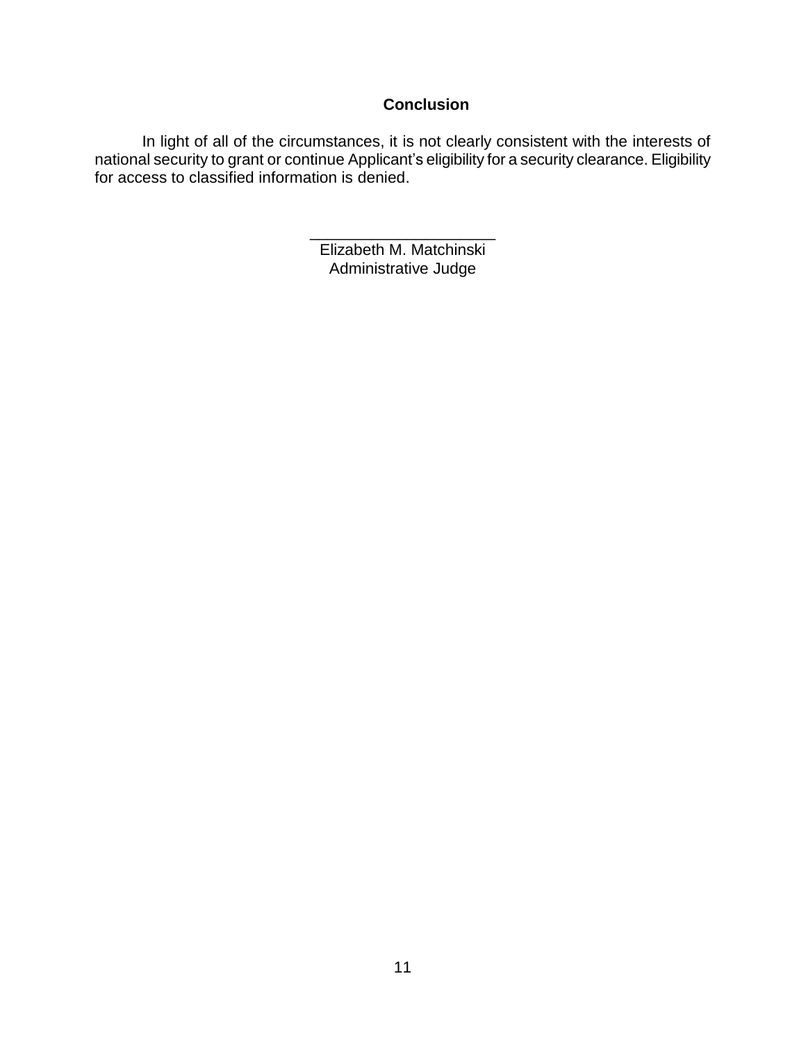## Conclusion

In light of all of the circumstances, it is not clearly consistent with the interests of national security to grant or continue Applicant's eligibility for a security clearance. Eligibility for access to classified information is denied.

______________________
Elizabeth M. Matchinski
Administrative Judge